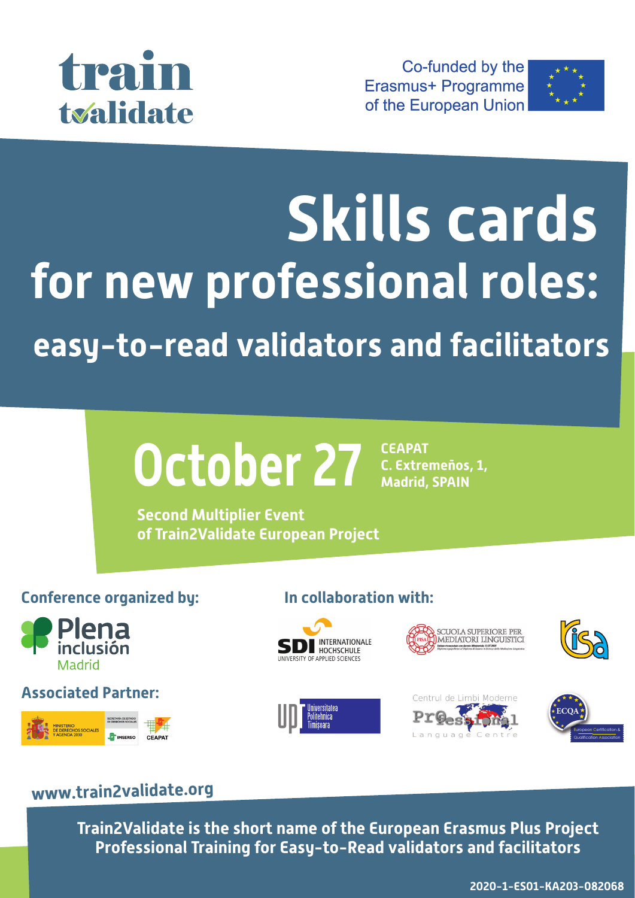train
t✓alidate

Co-funded by the
Erasmus+ Programme
of the European Union

# Skills cards
# for new professional roles:
## easy-to-read validators and facilitators

## October 27

**CEAPAT**
**C. Extremeños, 1,**
**Madrid, SPAIN**

**Second Multiplier Event**
**of Train2Validate European Project**

**Conference organized by:**

Plena inclusión Madrid

**Associated Partner:**

MINISTERIO DE DERECHOS SOCIALES Y AGENDA 2030 — SECRETARÍA DE ESTADO DE DERECHOS SOCIALES — IMSERSO — CEAPAT

**In collaboration with:**

SDI INTERNATIONALE HOCHSCHULE UNIVERSITY OF APPLIED SCIENCES

SCUOLA SUPERIORE PER MEDIATORI LINGUISTICI

ISA

UPT Universitatea Politehnica Timişoara

Centrul de Limbi Moderne Profesional Language Centre

ECQA European Certification & Qualification Association

www.train2validate.org

**Train2Validate is the short name of the European Erasmus Plus Project Professional Training for Easy-to-Read validators and facilitators**

**2020-1-ES01-KA203-082068**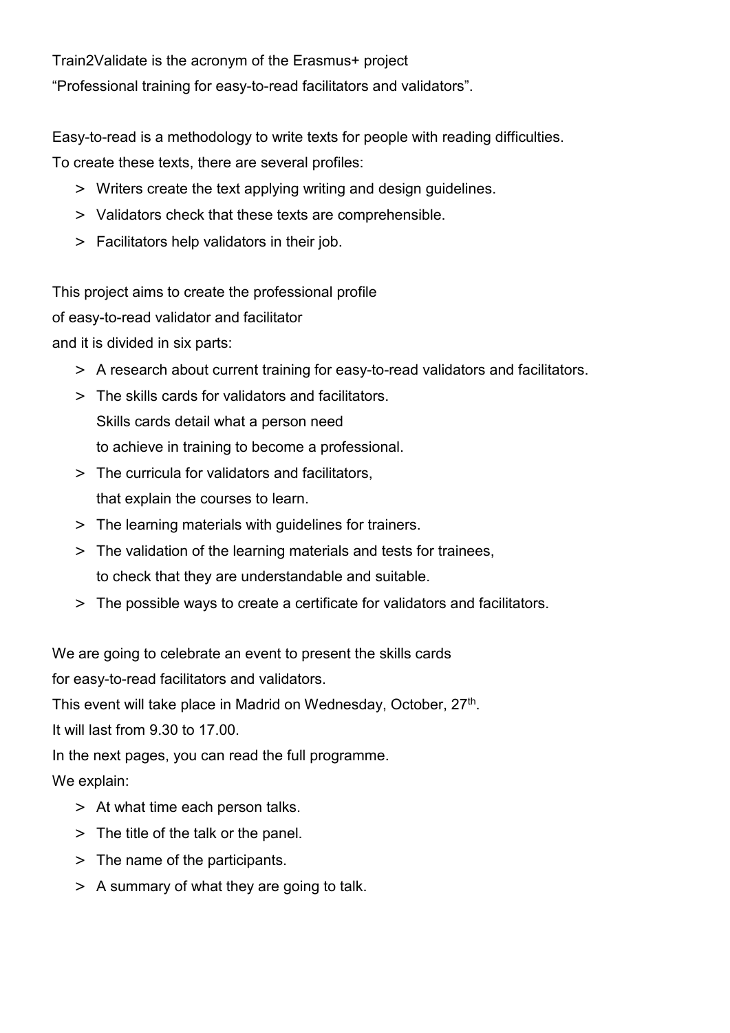Train2Validate is the acronym of the Erasmus+ project
"Professional training for easy-to-read facilitators and validators".

Easy-to-read is a methodology to write texts for people with reading difficulties.
To create these texts, there are several profiles:

- Writers create the text applying writing and design guidelines.
- Validators check that these texts are comprehensible.
- Facilitators help validators in their job.

This project aims to create the professional profile
of easy-to-read validator and facilitator
and it is divided in six parts:

- A research about current training for easy-to-read validators and facilitators.
- The skills cards for validators and facilitators.
  Skills cards detail what a person need
  to achieve in training to become a professional.
- The curricula for validators and facilitators,
  that explain the courses to learn.
- The learning materials with guidelines for trainers.
- The validation of the learning materials and tests for trainees,
  to check that they are understandable and suitable.
- The possible ways to create a certificate for validators and facilitators.

We are going to celebrate an event to present the skills cards
for easy-to-read facilitators and validators.
This event will take place in Madrid on Wednesday, October, 27th.
It will last from 9.30 to 17.00.
In the next pages, you can read the full programme.
We explain:

- At what time each person talks.
- The title of the talk or the panel.
- The name of the participants.
- A summary of what they are going to talk.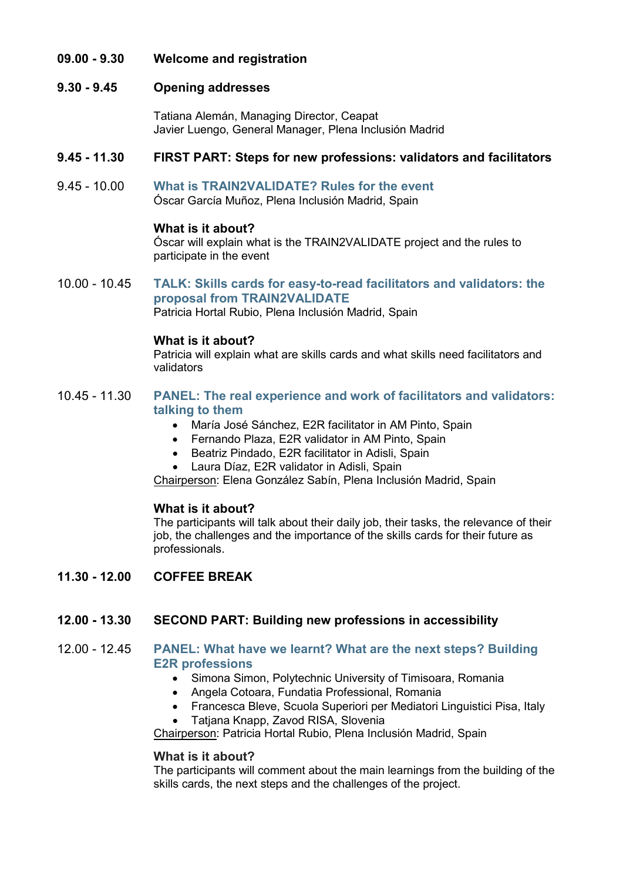**09.00 - 9.30 Welcome and registration**

**9.30 - 9.45 Opening addresses**

Tatiana Alemán, Managing Director, Ceapat
Javier Luengo, General Manager, Plena Inclusión Madrid

**9.45 - 11.30 FIRST PART: Steps for new professions: validators and facilitators**

9.45 - 10.00 **What is TRAIN2VALIDATE? Rules for the event**
Óscar García Muñoz, Plena Inclusión Madrid, Spain

**What is it about?**
Óscar will explain what is the TRAIN2VALIDATE project and the rules to participate in the event

10.00 - 10.45 **TALK: Skills cards for easy-to-read facilitators and validators: the proposal from TRAIN2VALIDATE**
Patricia Hortal Rubio, Plena Inclusión Madrid, Spain

**What is it about?**
Patricia will explain what are skills cards and what skills need facilitators and validators

10.45 - 11.30 **PANEL: The real experience and work of facilitators and validators: talking to them**

- María José Sánchez, E2R facilitator in AM Pinto, Spain
- Fernando Plaza, E2R validator in AM Pinto, Spain
- Beatriz Pindado, E2R facilitator in Adisli, Spain
- Laura Díaz, E2R validator in Adisli, Spain

Chairperson: Elena González Sabín, Plena Inclusión Madrid, Spain

**What is it about?**
The participants will talk about their daily job, their tasks, the relevance of their job, the challenges and the importance of the skills cards for their future as professionals.

**11.30 - 12.00 COFFEE BREAK**

**12.00 - 13.30 SECOND PART: Building new professions in accessibility**

12.00 - 12.45 **PANEL: What have we learnt? What are the next steps? Building E2R professions**

- Simona Simon, Polytechnic University of Timisoara, Romania
- Angela Cotoara, Fundatia Professional, Romania
- Francesca Bleve, Scuola Superiori per Mediatori Linguistici Pisa, Italy
- Tatjana Knapp, Zavod RISA, Slovenia

Chairperson: Patricia Hortal Rubio, Plena Inclusión Madrid, Spain

**What is it about?**
The participants will comment about the main learnings from the building of the skills cards, the next steps and the challenges of the project.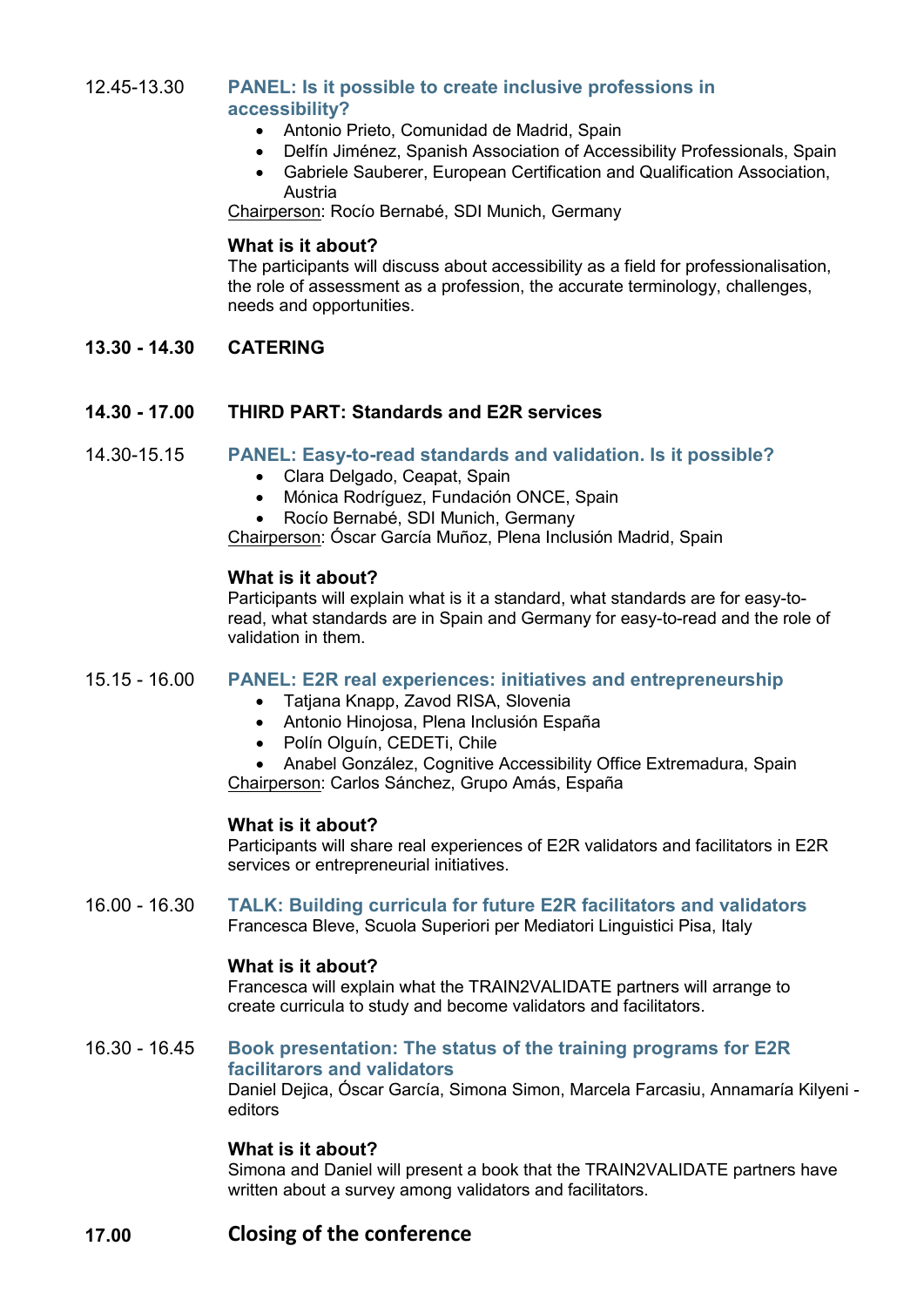12.45-13.30 **PANEL: Is it possible to create inclusive professions in accessibility?**

- Antonio Prieto, Comunidad de Madrid, Spain
- Delfín Jiménez, Spanish Association of Accessibility Professionals, Spain
- Gabriele Sauberer, European Certification and Qualification Association, Austria

Chairperson: Rocío Bernabé, SDI Munich, Germany

**What is it about?**
The participants will discuss about accessibility as a field for professionalisation, the role of assessment as a profession, the accurate terminology, challenges, needs and opportunities.

**13.30 - 14.30 CATERING**

**14.30 - 17.00 THIRD PART: Standards and E2R services**

14.30-15.15 **PANEL: Easy-to-read standards and validation. Is it possible?**

- Clara Delgado, Ceapat, Spain
- Mónica Rodríguez, Fundación ONCE, Spain
- Rocío Bernabé, SDI Munich, Germany

Chairperson: Óscar García Muñoz, Plena Inclusión Madrid, Spain

**What is it about?**
Participants will explain what is it a standard, what standards are for easy-to-read, what standards are in Spain and Germany for easy-to-read and the role of validation in them.

15.15 - 16.00 **PANEL: E2R real experiences: initiatives and entrepreneurship**

- Tatjana Knapp, Zavod RISA, Slovenia
- Antonio Hinojosa, Plena Inclusión España
- Polín Olguín, CEDETi, Chile
- Anabel González, Cognitive Accessibility Office Extremadura, Spain

Chairperson: Carlos Sánchez, Grupo Amás, España

**What is it about?**
Participants will share real experiences of E2R validators and facilitators in E2R services or entrepreneurial initiatives.

16.00 - 16.30 **TALK: Building curricula for future E2R facilitators and validators**
Francesca Bleve, Scuola Superiori per Mediatori Linguistici Pisa, Italy

**What is it about?**
Francesca will explain what the TRAIN2VALIDATE partners will arrange to create curricula to study and become validators and facilitators.

16.30 - 16.45 **Book presentation: The status of the training programs for E2R facilitarors and validators**
Daniel Dejica, Óscar García, Simona Simon, Marcela Farcasiu, Annamaría Kilyeni - editors

**What is it about?**
Simona and Daniel will present a book that the TRAIN2VALIDATE partners have written about a survey among validators and facilitators.

**17.00 Closing of the conference**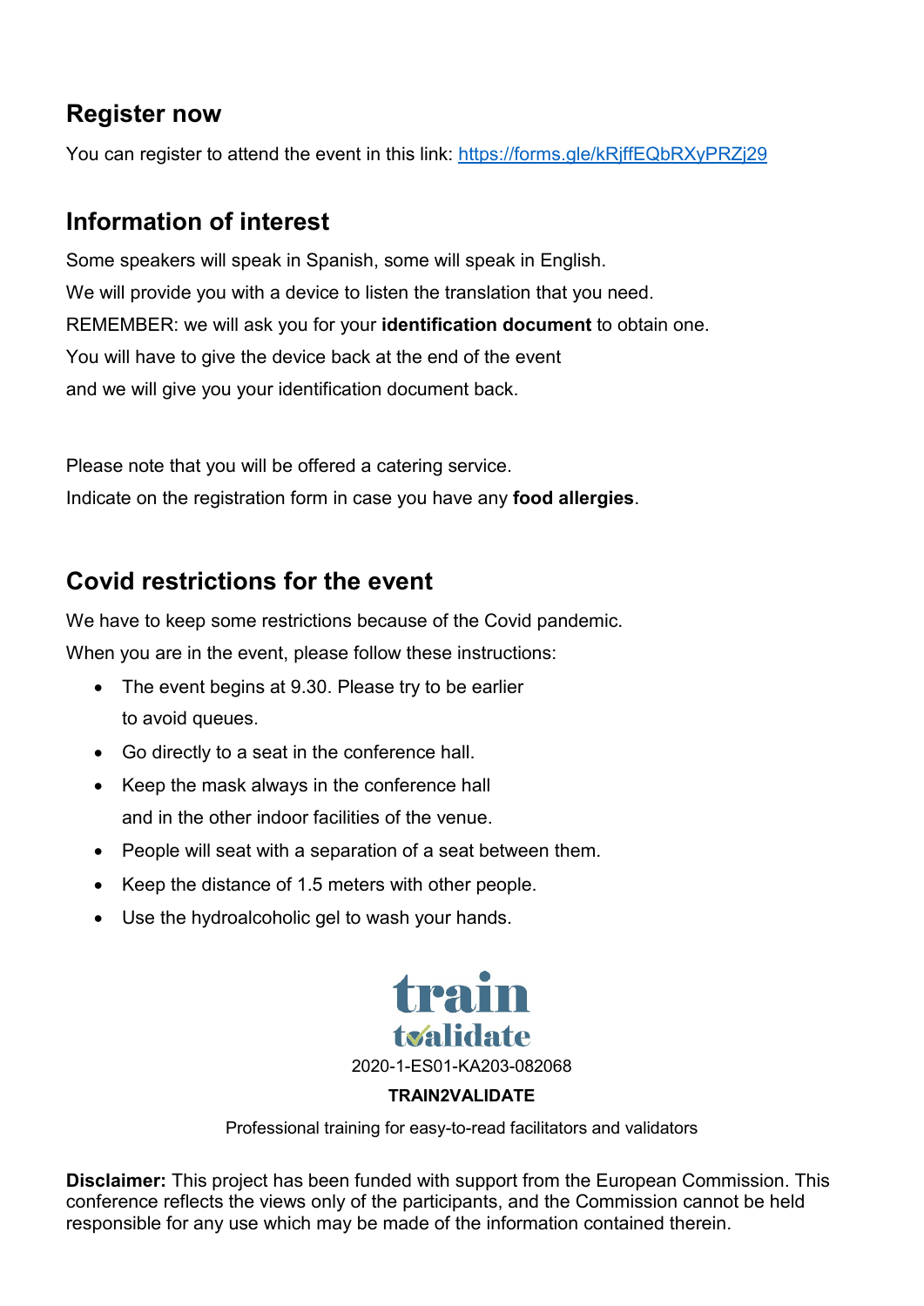## Register now

You can register to attend the event in this link: [https://forms.gle/kRjffEQbRXyPRZj29](https://forms.gle/kRjffEQbRXyPRZj29)

## Information of interest

Some speakers will speak in Spanish, some will speak in English.
We will provide you with a device to listen the translation that you need.
REMEMBER: we will ask you for your **identification document** to obtain one.
You will have to give the device back at the end of the event
and we will give you your identification document back.

Please note that you will be offered a catering service.
Indicate on the registration form in case you have any **food allergies**.

## Covid restrictions for the event

We have to keep some restrictions because of the Covid pandemic.
When you are in the event, please follow these instructions:

- The event begins at 9.30. Please try to be earlier to avoid queues.
- Go directly to a seat in the conference hall.
- Keep the mask always in the conference hall and in the other indoor facilities of the venue.
- People will seat with a separation of a seat between them.
- Keep the distance of 1.5 meters with other people.
- Use the hydroalcoholic gel to wash your hands.

train
tvalidate

2020-1-ES01-KA203-082068

**TRAIN2VALIDATE**

Professional training for easy-to-read facilitators and validators

**Disclaimer:** This project has been funded with support from the European Commission. This conference reflects the views only of the participants, and the Commission cannot be held responsible for any use which may be made of the information contained therein.